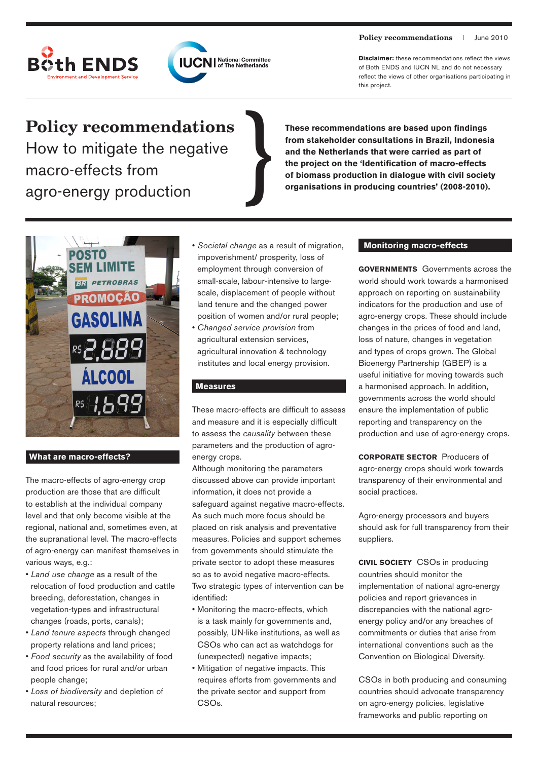**Policy recommendations** | June 2010

**Disclaimer:** these recommendations reflect the views of Both ENDS and IUCN NL and do not necessary reflect the views of other organisations participating in this project.

# Policy recommendations

## How to mitigate the negative macro-effects from agro-energy production

**These recommendations are based upon findings from stakeholder consultations in Brazil, Indonesia and the Netherlands that were carried as part of the project on the 'Identification of macro-effects of biomass production in dialogue with civil society organisations in producing countries' (2008-2010).**

### What are macro-effects?

The macro-effects of agro-energy crop production are those that are difficult to establish at the individual company level and that only become visible at the regional, national and, sometimes even, at the supranational level. The macro-effects of agro-energy can manifest themselves in various ways, e.g.:

- *Land use change* as a result of the relocation of food production and cattle breeding, deforestation, changes in vegetation-types and infrastructural changes (roads, ports, canals);
- *Land tenure aspects* through changed property relations and land prices;
- *Food security* as the availability of food and food prices for rural and/or urban people change;
- *Loss of biodiversity* and depletion of natural resources;
- *Societal change* as a result of migration, impoverishment/ prosperity, loss of employment through conversion of small-scale, labour-intensive to large-scale, displacement of people without land tenure and the changed power position of women and/or rural people;
- *Changed service provision* from agricultural extension services, agricultural innovation & technology institutes and local energy provision.

### Measures

These macro-effects are difficult to assess and measure and it is especially difficult to assess the *causality* between these parameters and the production of agro-energy crops.

Although monitoring the parameters discussed above can provide important information, it does not provide a safeguard against negative macro-effects. As such much more focus should be placed on risk analysis and preventative measures. Policies and support schemes from governments should stimulate the private sector to adopt these measures so as to avoid negative macro-effects. Two strategic types of intervention can be identified:

- Monitoring the macro-effects, which is a task mainly for governments and, possibly, UN-like institutions, as well as CSOs who can act as watchdogs for (unexpected) negative impacts;
- Mitigation of negative impacts. This requires efforts from governments and the private sector and support from CSOs.

### Monitoring macro-effects

**GOVERNMENTS** Governments across the world should work towards a harmonised approach on reporting on sustainability indicators for the production and use of agro-energy crops. These should include changes in the prices of food and land, loss of nature, changes in vegetation and types of crops grown. The Global Bioenergy Partnership (GBEP) is a useful initiative for moving towards such a harmonised approach. In addition, governments across the world should ensure the implementation of public reporting and transparency on the production and use of agro-energy crops.

**CORPORATE SECTOR** Producers of agro-energy crops should work towards transparency of their environmental and social practices.

Agro-energy processors and buyers should ask for full transparency from their suppliers.

**CIVIL SOCIETY** CSOs in producing countries should monitor the implementation of national agro-energy policies and report grievances in discrepancies with the national agro-energy policy and/or any breaches of commitments or duties that arise from international conventions such as the Convention on Biological Diversity.

CSOs in both producing and consuming countries should advocate transparency on agro-energy policies, legislative frameworks and public reporting on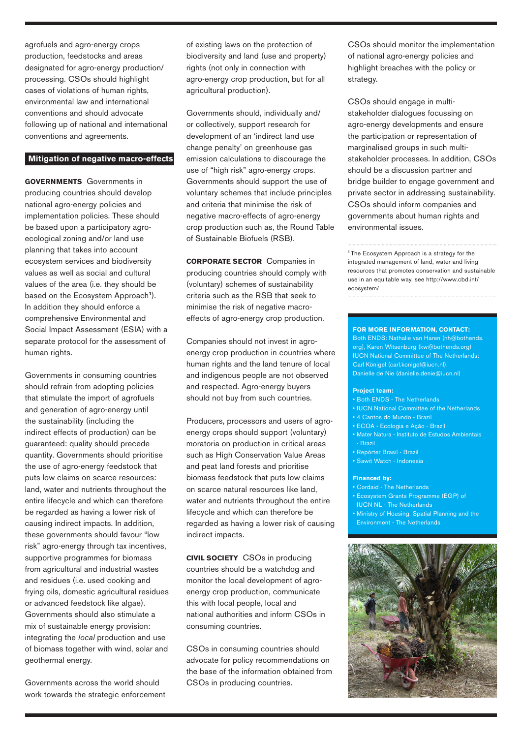agrofuels and agro-energy crops production, feedstocks and areas designated for agro-energy production/processing. CSOs should highlight cases of violations of human rights, environmental law and international conventions and should advocate following up of national and international conventions and agreements.

## Mitigation of negative macro-effects

**GOVERNMENTS** Governments in producing countries should develop national agro-energy policies and implementation policies. These should be based upon a participatory agro-ecological zoning and/or land use planning that takes into account ecosystem services and biodiversity values as well as social and cultural values of the area (i.e. they should be based on the Ecosystem Approach[1]). In addition they should enforce a comprehensive Environmental and Social Impact Assessment (ESIA) with a separate protocol for the assessment of human rights.

Governments in consuming countries should refrain from adopting policies that stimulate the import of agrofuels and generation of agro-energy until the sustainability (including the indirect effects of production) can be guaranteed: quality should precede quantity. Governments should prioritise the use of agro-energy feedstock that puts low claims on scarce resources: land, water and nutrients throughout the entire lifecycle and which can therefore be regarded as having a lower risk of causing indirect impacts. In addition, these governments should favour "low risk" agro-energy through tax incentives, supportive programmes for biomass from agricultural and industrial wastes and residues (i.e. used cooking and frying oils, domestic agricultural residues or advanced feedstock like algae). Governments should also stimulate a mix of sustainable energy provision: integrating the *local* production and use of biomass together with wind, solar and geothermal energy.

Governments across the world should work towards the strategic enforcement of existing laws on the protection of biodiversity and land (use and property) rights (not only in connection with agro-energy crop production, but for all agricultural production).

Governments should, individually and/or collectively, support research for development of an 'indirect land use change penalty' on greenhouse gas emission calculations to discourage the use of "high risk" agro-energy crops. Governments should support the use of voluntary schemes that include principles and criteria that minimise the risk of negative macro-effects of agro-energy crop production such as, the Round Table of Sustainable Biofuels (RSB).

**CORPORATE SECTOR** Companies in producing countries should comply with (voluntary) schemes of sustainability criteria such as the RSB that seek to minimise the risk of negative macro-effects of agro-energy crop production.

Companies should not invest in agro-energy crop production in countries where human rights and the land tenure of local and indigenous people are not observed and respected. Agro-energy buyers should not buy from such countries.

Producers, processors and users of agro-energy crops should support (voluntary) moratoria on production in critical areas such as High Conservation Value Areas and peat land forests and prioritise biomass feedstock that puts low claims on scarce natural resources like land, water and nutrients throughout the entire lifecycle and which can therefore be regarded as having a lower risk of causing indirect impacts.

**CIVIL SOCIETY** CSOs in producing countries should be a watchdog and monitor the local development of agro-energy crop production, communicate this with local people, local and national authorities and inform CSOs in consuming countries.

CSOs in consuming countries should advocate for policy recommendations on the base of the information obtained from CSOs in producing countries.

CSOs should monitor the implementation of national agro-energy policies and highlight breaches with the policy or strategy.

CSOs should engage in multi-stakeholder dialogues focussing on agro-energy developments and ensure the participation or representation of marginalised groups in such multi-stakeholder processes. In addition, CSOs should be a discussion partner and bridge builder to engage government and private sector in addressing sustainability. CSOs should inform companies and governments about human rights and environmental issues.

[1] The Ecosystem Approach is a strategy for the integrated management of land, water and living resources that promotes conservation and sustainable use in an equitable way, see http://www.cbd.int/ecosystem/

**FOR MORE INFORMATION, CONTACT:**
Both ENDS: Nathalie van Haren (nh@bothends.org), Karen Witsenburg (kw@bothends.org)
IUCN National Committee of The Netherlands: Carl Königel (carl.konigel@iucn.nl), Danielle de Nie (danielle.denie@iucn.nl)

**Project team:**
- Both ENDS - The Netherlands
- IUCN National Committee of the Netherlands
- 4 Cantos do Mundo - Brazil
- ECOA - Ecologia e Ação - Brazil
- Mater Natura - Instituto de Estudos Ambientais - Brazil
- Repórter Brasil - Brazil
- Sawit Watch - Indonesia

**Financed by:**
- Cordaid - The Netherlands
- Ecosystem Grants Programme (EGP) of IUCN NL - The Netherlands
- Ministry of Housing, Spatial Planning and the Environment - The Netherlands